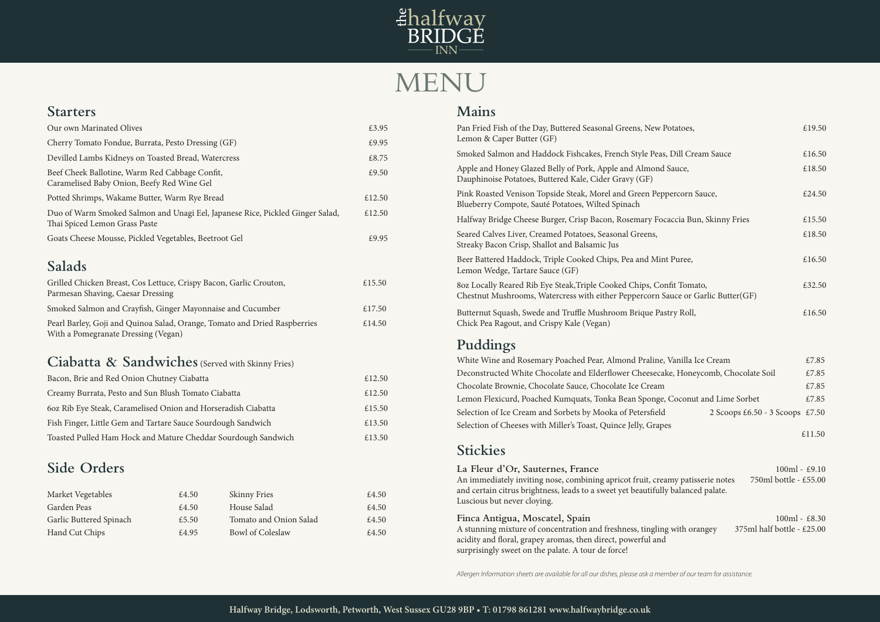# the halfway BRIDGE INN

# MENU

## Starters

| Item | Price |
|---|---|
| Our own Marinated Olives | £3.95 |
| Cherry Tomato Fondue, Burrata, Pesto Dressing (GF) | £9.95 |
| Devilled Lambs Kidneys on Toasted Bread, Watercress | £8.75 |
| Beef Cheek Ballotine, Warm Red Cabbage Confit, Caramelised Baby Onion, Beefy Red Wine Gel | £9.50 |
| Potted Shrimps, Wakame Butter, Warm Rye Bread | £12.50 |
| Duo of Warm Smoked Salmon and Unagi Eel, Japanese Rice, Pickled Ginger Salad, Thai Spiced Lemon Grass Paste | £12.50 |
| Goats Cheese Mousse, Pickled Vegetables, Beetroot Gel | £9.95 |

## Salads

| Item | Price |
|---|---|
| Grilled Chicken Breast, Cos Lettuce, Crispy Bacon, Garlic Crouton, Parmesan Shaving, Caesar Dressing | £15.50 |
| Smoked Salmon and Crayfish, Ginger Mayonnaise and Cucumber | £17.50 |
| Pearl Barley, Goji and Quinoa Salad, Orange, Tomato and Dried Raspberries With a Pomegranate Dressing (Vegan) | £14.50 |

## Ciabatta & Sandwiches (Served with Skinny Fries)

| Item | Price |
|---|---|
| Bacon, Brie and Red Onion Chutney Ciabatta | £12.50 |
| Creamy Burrata, Pesto and Sun Blush Tomato Ciabatta | £12.50 |
| 6oz Rib Eye Steak, Caramelised Onion and Horseradish Ciabatta | £15.50 |
| Fish Finger, Little Gem and Tartare Sauce Sourdough Sandwich | £13.50 |
| Toasted Pulled Ham Hock and Mature Cheddar Sourdough Sandwich | £13.50 |

## Side Orders

| Item | Price | Item | Price |
|---|---|---|---|
| Market Vegetables | £4.50 | Skinny Fries | £4.50 |
| Garden Peas | £4.50 | House Salad | £4.50 |
| Garlic Buttered Spinach | £5.50 | Tomato and Onion Salad | £4.50 |
| Hand Cut Chips | £4.95 | Bowl of Coleslaw | £4.50 |

## Mains

| Item | Price |
|---|---|
| Pan Fried Fish of the Day, Buttered Seasonal Greens, New Potatoes, Lemon & Caper Butter (GF) | £19.50 |
| Smoked Salmon and Haddock Fishcakes, French Style Peas, Dill Cream Sauce | £16.50 |
| Apple and Honey Glazed Belly of Pork, Apple and Almond Sauce, Dauphinoise Potatoes, Buttered Kale, Cider Gravy (GF) | £18.50 |
| Pink Roasted Venison Topside Steak, Morel and Green Peppercorn Sauce, Blueberry Compote, Sauté Potatoes, Wilted Spinach | £24.50 |
| Halfway Bridge Cheese Burger, Crisp Bacon, Rosemary Focaccia Bun, Skinny Fries | £15.50 |
| Seared Calves Liver, Creamed Potatoes, Seasonal Greens, Streaky Bacon Crisp, Shallot and Balsamic Jus | £18.50 |
| Beer Battered Haddock, Triple Cooked Chips, Pea and Mint Puree, Lemon Wedge, Tartare Sauce (GF) | £16.50 |
| 8oz Locally Reared Rib Eye Steak,Triple Cooked Chips, Confit Tomato, Chestnut Mushrooms, Watercress with either Peppercorn Sauce or Garlic Butter(GF) | £32.50 |
| Butternut Squash, Swede and Truffle Mushroom Brique Pastry Roll, Chick Pea Ragout, and Crispy Kale (Vegan) | £16.50 |

## Puddings

| Item | Price |
|---|---|
| White Wine and Rosemary Poached Pear, Almond Praline, Vanilla Ice Cream | £7.85 |
| Deconstructed White Chocolate and Elderflower Cheesecake, Honeycomb, Chocolate Soil | £7.85 |
| Chocolate Brownie, Chocolate Sauce, Chocolate Ice Cream | £7.85 |
| Lemon Flexicurd, Poached Kumquats, Tonka Bean Sponge, Coconut and Lime Sorbet | £7.85 |
| Selection of Ice Cream and Sorbets by Mooka of Petersfield | 2 Scoops £6.50 - 3 Scoops £7.50 |
| Selection of Cheeses with Miller's Toast, Quince Jelly, Grapes | £11.50 |

## Stickies

**La Fleur d'Or, Sauternes, France** — 100ml - £9.10; 750ml bottle - £55.00

An immediately inviting nose, combining apricot fruit, creamy patisserie notes and certain citrus brightness, leads to a sweet yet beautifully balanced palate. Luscious but never cloying.

**Finca Antigua, Moscatel, Spain** — 100ml - £8.30; 375ml half bottle - £25.00

A stunning mixture of concentration and freshness, tingling with orangey acidity and floral, grapey aromas, then direct, powerful and surprisingly sweet on the palate. A tour de force!

*Allergen Information sheets are available for all our dishes, please ask a member of our team for assistance.*

**Halfway Bridge, Lodsworth, Petworth, West Sussex GU28 9BP • T: 01798 861281 www.halfwaybridge.co.uk**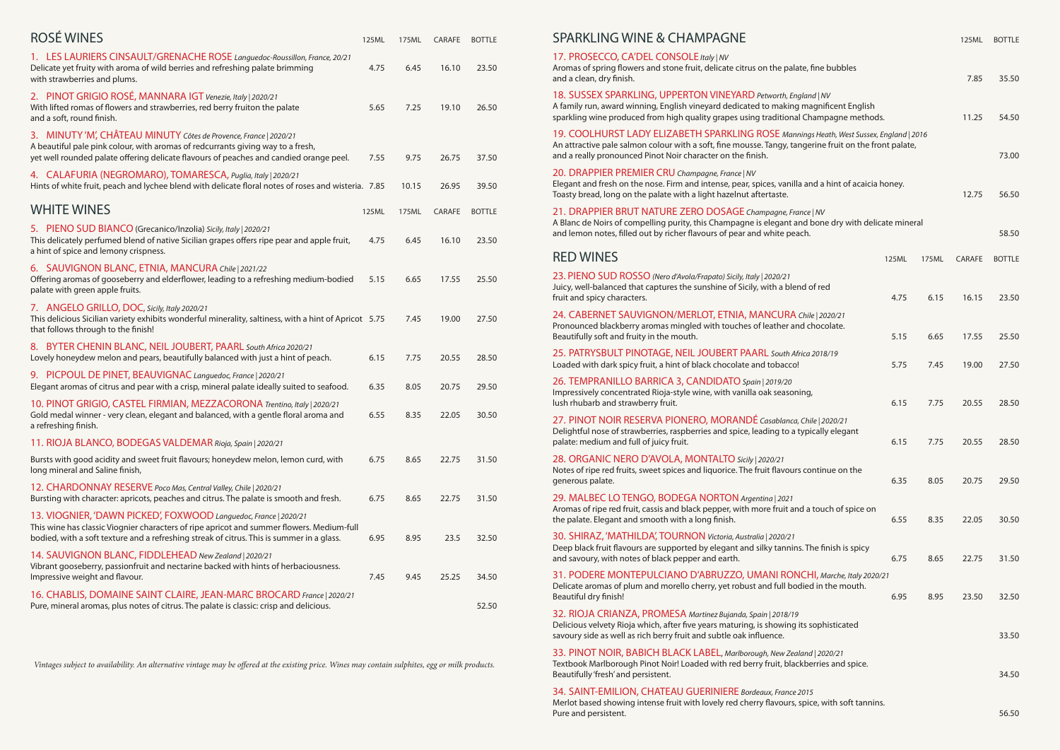## ROSÉ WINES

| | 125ML | 175ML | CARAFE | BOTTLE |
|---|---|---|---|---|
| 1. LES LAURIERS CINSAULT/GRENACHE ROSE *Languedoc-Roussillon, France, 20/21*<br>Delicate yet fruity with aroma of wild berries and refreshing palate brimming with strawberries and plums. | 4.75 | 6.45 | 16.10 | 23.50 |
| 2. PINOT GRIGIO ROSÉ, MANNARA IGT *Venezie, Italy \| 2020/21*<br>With lifted romas of flowers and strawberries, red berry fruiton the palate and a soft, round finish. | 5.65 | 7.25 | 19.10 | 26.50 |
| 3. MINUTY 'M', CHÂTEAU MINUTY *Côtes de Provence, France \| 2020/21*<br>A beautiful pale pink colour, with aromas of redcurrants giving way to a fresh, yet well rounded palate offering delicate flavours of peaches and candied orange peel. | 7.55 | 9.75 | 26.75 | 37.50 |
| 4. CALAFURIA (NEGROMARO), TOMARESCA, *Puglia, Italy \| 2020/21*<br>Hints of white fruit, peach and lychee blend with delicate floral notes of roses and wisteria. | 7.85 | 10.15 | 26.95 | 39.50 |

## WHITE WINES

| | 125ML | 175ML | CARAFE | BOTTLE |
|---|---|---|---|---|
| 5. PIENO SUD BIANCO (Grecanico/Inzolia) *Sicily, Italy \| 2020/21*<br>This delicately perfumed blend of native Sicilian grapes offers ripe pear and apple fruit, a hint of spice and lemony crispness. | 4.75 | 6.45 | 16.10 | 23.50 |
| 6. SAUVIGNON BLANC, ETNIA, MANCURA *Chile \| 2021/22*<br>Offering aromas of gooseberry and elderflower, leading to a refreshing medium-bodied palate with green apple fruits. | 5.15 | 6.65 | 17.55 | 25.50 |
| 7. ANGELO GRILLO, DOC, *Sicily, Italy 2020/21*<br>This delicious Sicilian variety exhibits wonderful minerality, saltiness, with a hint of Apricot that follows through to the finish! | 5.75 | 7.45 | 19.00 | 27.50 |
| 8. BYTER CHENIN BLANC, NEIL JOUBERT, PAARL *South Africa 2020/21*<br>Lovely honeydew melon and pears, beautifully balanced with just a hint of peach. | 6.15 | 7.75 | 20.55 | 28.50 |
| 9. PICPOUL DE PINET, BEAUVIGNAC *Languedoc, France \| 2020/21*<br>Elegant aromas of citrus and pear with a crisp, mineral palate ideally suited to seafood. | 6.35 | 8.05 | 20.75 | 29.50 |
| 10. PINOT GRIGIO, CASTEL FIRMIAN, MEZZACORONA *Trentino, Italy \| 2020/21*<br>Gold medal winner - very clean, elegant and balanced, with a gentle floral aroma and a refreshing finish. | 6.55 | 8.35 | 22.05 | 30.50 |
| 11. RIOJA BLANCO, BODEGAS VALDEMAR *Rioja, Spain \| 2020/21*<br>Bursts with good acidity and sweet fruit flavours; honeydew melon, lemon curd, with long mineral and Saline finish, | 6.75 | 8.65 | 22.75 | 31.50 |
| 12. CHARDONNAY RESERVE *Poco Mas, Central Valley, Chile \| 2020/21*<br>Bursting with character: apricots, peaches and citrus. The palate is smooth and fresh. | 6.75 | 8.65 | 22.75 | 31.50 |
| 13. VIOGNIER, 'DAWN PICKED', FOXWOOD *Languedoc, France \| 2020/21*<br>This wine has classic Viognier characters of ripe apricot and summer flowers. Medium-full bodied, with a soft texture and a refreshing streak of citrus. This is summer in a glass. | 6.95 | 8.95 | 23.5 | 32.50 |
| 14. SAUVIGNON BLANC, FIDDLEHEAD *New Zealand \| 2020/21*<br>Vibrant gooseberry, passionfruit and nectarine backed with hints of herbaciousness. Impressive weight and flavour. | 7.45 | 9.45 | 25.25 | 34.50 |
| 16. CHABLIS, DOMAINE SAINT CLAIRE, JEAN-MARC BROCARD *France \| 2020/21*<br>Pure, mineral aromas, plus notes of citrus. The palate is classic: crisp and delicious. | | | | 52.50 |

*Vintages subject to availability. An alternative vintage may be offered at the existing price. Wines may contain sulphites, egg or milk products.*

## SPARKLING WINE & CHAMPAGNE

| | 125ML | BOTTLE |
|---|---|---|
| 17. PROSECCO, CA'DEL CONSOLE *Italy \| NV*<br>Aromas of spring flowers and stone fruit, delicate citrus on the palate, fine bubbles and a clean, dry finish. | 7.85 | 35.50 |
| 18. SUSSEX SPARKLING, UPPERTON VINEYARD *Petworth, England \| NV*<br>A family run, award winning, English vineyard dedicated to making magnificent English sparkling wine produced from high quality grapes using traditional Champagne methods. | 11.25 | 54.50 |
| 19. COOLHURST LADY ELIZABETH SPARKLING ROSE *Mannings Heath, West Sussex, England \| 2016*<br>An attractive pale salmon colour with a soft, fine mousse. Tangy, tangerine fruit on the front palate, and a really pronounced Pinot Noir character on the finish. | | 73.00 |
| 20. DRAPPIER PREMIER CRU *Champagne, France \| NV*<br>Elegant and fresh on the nose. Firm and intense, pear, spices, vanilla and a hint of acaicia honey. Toasty bread, long on the palate with a light hazelnut aftertaste. | 12.75 | 56.50 |
| 21. DRAPPIER BRUT NATURE ZERO DOSAGE *Champagne, France \| NV*<br>A Blanc de Noirs of compelling purity, this Champagne is elegant and bone dry with delicate mineral and lemon notes, filled out by richer flavours of pear and white peach. | | 58.50 |

## RED WINES

| | 125ML | 175ML | CARAFE | BOTTLE |
|---|---|---|---|---|
| 23. PIENO SUD ROSSO *(Nero d'Avola/Frapato) Sicily, Italy \| 2020/21*<br>Juicy, well-balanced that captures the sunshine of Sicily, with a blend of red fruit and spicy characters. | 4.75 | 6.15 | 16.15 | 23.50 |
| 24. CABERNET SAUVIGNON/MERLOT, ETNIA, MANCURA *Chile \| 2020/21*<br>Pronounced blackberry aromas mingled with touches of leather and chocolate. Beautifully soft and fruity in the mouth. | 5.15 | 6.65 | 17.55 | 25.50 |
| 25. PATRYSBULT PINOTAGE, NEIL JOUBERT PAARL *South Africa 2018/19*<br>Loaded with dark spicy fruit, a hint of black chocolate and tobacco! | 5.75 | 7.45 | 19.00 | 27.50 |
| 26. TEMPRANILLO BARRICA 3, CANDIDATO *Spain \| 2019/20*<br>Impressively concentrated Rioja-style wine, with vanilla oak seasoning, lush rhubarb and strawberry fruit. | 6.15 | 7.75 | 20.55 | 28.50 |
| 27. PINOT NOIR RESERVA PIONERO, MORANDÉ *Casablanca, Chile \| 2020/21*<br>Delightful nose of strawberries, raspberries and spice, leading to a typically elegant palate: medium and full of juicy fruit. | 6.15 | 7.75 | 20.55 | 28.50 |
| 28. ORGANIC NERO D'AVOLA, MONTALTO *Sicily \| 2020/21*<br>Notes of ripe red fruits, sweet spices and liquorice. The fruit flavours continue on the generous palate. | 6.35 | 8.05 | 20.75 | 29.50 |
| 29. MALBEC LO TENGO, BODEGA NORTON *Argentina \| 2021*<br>Aromas of ripe red fruit, cassis and black pepper, with more fruit and a touch of spice on the palate. Elegant and smooth with a long finish. | 6.55 | 8.35 | 22.05 | 30.50 |
| 30. SHIRAZ, 'MATHILDA', TOURNON *Victoria, Australia \| 2020/21*<br>Deep black fruit flavours are supported by elegant and silky tannins. The finish is spicy and savoury, with notes of black pepper and earth. | 6.75 | 8.65 | 22.75 | 31.50 |
| 31. PODERE MONTEPULCIANO D'ABRUZZO, UMANI RONCHI, *Marche, Italy 2020/21*<br>Delicate aromas of plum and morello cherry, yet robust and full bodied in the mouth. Beautiful dry finish! | 6.95 | 8.95 | 23.50 | 32.50 |
| 32. RIOJA CRIANZA, PROMESA *Martinez Bujanda, Spain \| 2018/19*<br>Delicious velvety Rioja which, after five years maturing, is showing its sophisticated savoury side as well as rich berry fruit and subtle oak influence. | | | | 33.50 |
| 33. PINOT NOIR, BABICH BLACK LABEL, *Marlborough, New Zealand \| 2020/21*<br>Textbook Marlborough Pinot Noir! Loaded with red berry fruit, blackberries and spice. Beautifully 'fresh' and persistent. | | | | 34.50 |
| 34. SAINT-EMILION, CHATEAU GUERINIERE *Bordeaux, France 2015*<br>Merlot based showing intense fruit with lovely red cherry flavours, spice, with soft tannins. Pure and persistent. | | | | 56.50 |